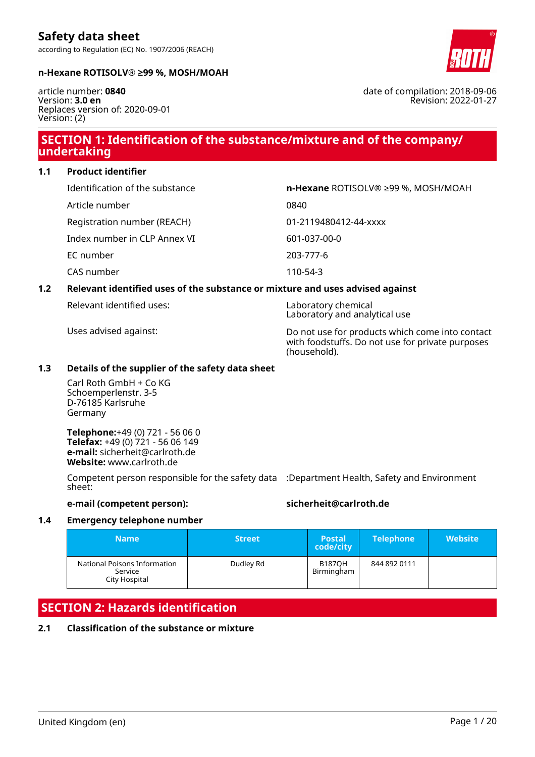# Safety data sheet

according to Regulation (EC) No. 1907/2006 (REACH)

**n-Hexane ROTISOLV® ≥99 %, MOSH/MOAH**

article number: **0840**
Version: **3.0 en**
Replaces version of: 2020-09-01
Version: (2)

date of compilation: 2018-09-06
Revision: 2022-01-27

## SECTION 1: Identification of the substance/mixture and of the company/undertaking

### 1.1 Product identifier

| | |
|---|---|
| Identification of the substance | **n-Hexane** ROTISOLV® ≥99 %, MOSH/MOAH |
| Article number | 0840 |
| Registration number (REACH) | 01-2119480412-44-xxxx |
| Index number in CLP Annex VI | 601-037-00-0 |
| EC number | 203-777-6 |
| CAS number | 110-54-3 |

### 1.2 Relevant identified uses of the substance or mixture and uses advised against

| | |
|---|---|
| Relevant identified uses: | Laboratory chemical<br>Laboratory and analytical use |
| Uses advised against: | Do not use for products which come into contact with foodstuffs. Do not use for private purposes (household). |

### 1.3 Details of the supplier of the safety data sheet

Carl Roth GmbH + Co KG
Schoemperlenstr. 3-5
D-76185 Karlsruhe
Germany

**Telephone:**+49 (0) 721 - 56 06 0
**Telefax:** +49 (0) 721 - 56 06 149
**e-mail:** sicherheit@carlroth.de
**Website:** www.carlroth.de

Competent person responsible for the safety data sheet: :Department Health, Safety and Environment

**e-mail (competent person):** **sicherheit@carlroth.de**

### 1.4 Emergency telephone number

| Name | Street | Postal code/city | Telephone | Website |
|---|---|---|---|---|
| National Poisons Information Service City Hospital | Dudley Rd | B187QH Birmingham | 844 892 0111 | |

## SECTION 2: Hazards identification

### 2.1 Classification of the substance or mixture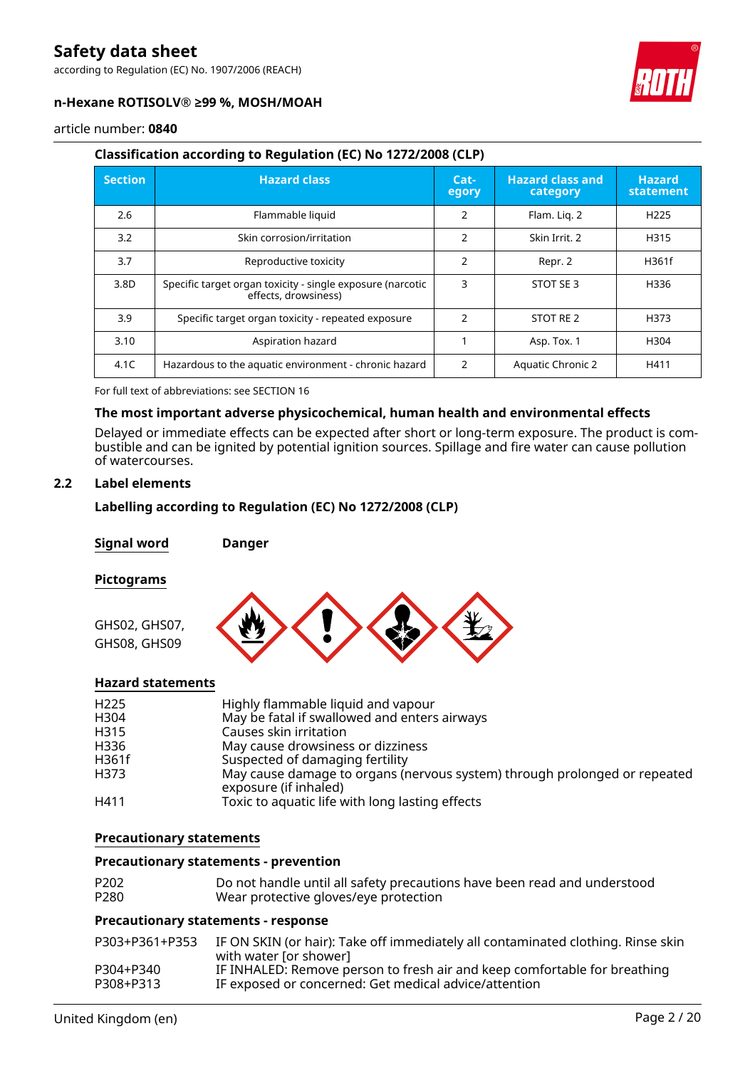### Classification according to Regulation (EC) No 1272/2008 (CLP)

| Section | Hazard class | Category | Hazard class and category | Hazard statement |
|---|---|---|---|---|
| 2.6 | Flammable liquid | 2 | Flam. Liq. 2 | H225 |
| 3.2 | Skin corrosion/irritation | 2 | Skin Irrit. 2 | H315 |
| 3.7 | Reproductive toxicity | 2 | Repr. 2 | H361f |
| 3.8D | Specific target organ toxicity - single exposure (narcotic effects, drowsiness) | 3 | STOT SE 3 | H336 |
| 3.9 | Specific target organ toxicity - repeated exposure | 2 | STOT RE 2 | H373 |
| 3.10 | Aspiration hazard | 1 | Asp. Tox. 1 | H304 |
| 4.1C | Hazardous to the aquatic environment - chronic hazard | 2 | Aquatic Chronic 2 | H411 |

For full text of abbreviations: see SECTION 16

### The most important adverse physicochemical, human health and environmental effects

Delayed or immediate effects can be expected after short or long-term exposure. The product is combustible and can be ignited by potential ignition sources. Spillage and fire water can cause pollution of watercourses.

## 2.2 Label elements

### Labelling according to Regulation (EC) No 1272/2008 (CLP)

**Signal word** **Danger**

**Pictograms**

GHS02, GHS07, GHS08, GHS09

**Hazard statements**

| | |
|---|---|
| H225 | Highly flammable liquid and vapour |
| H304 | May be fatal if swallowed and enters airways |
| H315 | Causes skin irritation |
| H336 | May cause drowsiness or dizziness |
| H361f | Suspected of damaging fertility |
| H373 | May cause damage to organs (nervous system) through prolonged or repeated exposure (if inhaled) |
| H411 | Toxic to aquatic life with long lasting effects |

**Precautionary statements**

**Precautionary statements - prevention**

| | |
|---|---|
| P202 | Do not handle until all safety precautions have been read and understood |
| P280 | Wear protective gloves/eye protection |

**Precautionary statements - response**

| | |
|---|---|
| P303+P361+P353 | IF ON SKIN (or hair): Take off immediately all contaminated clothing. Rinse skin with water [or shower] |
| P304+P340 | IF INHALED: Remove person to fresh air and keep comfortable for breathing |
| P308+P313 | IF exposed or concerned: Get medical advice/attention |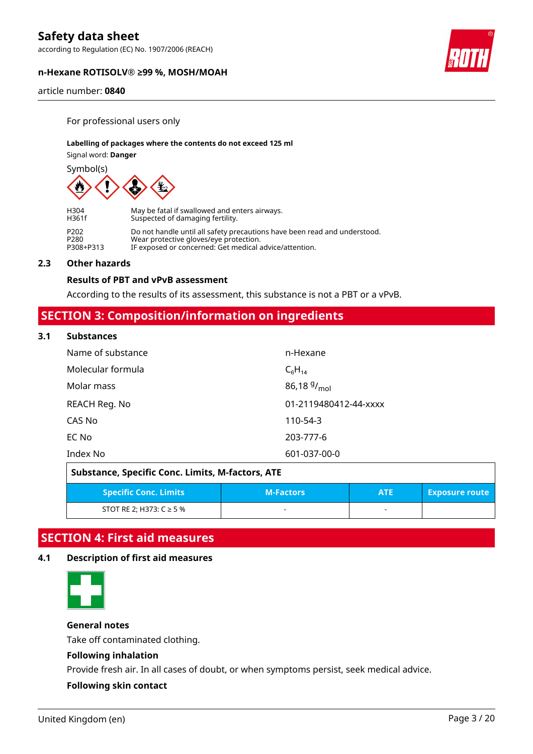For professional users only

**Labelling of packages where the contents do not exceed 125 ml**

Signal word: **Danger**

Symbol(s)

| | |
|---|---|
| H304 | May be fatal if swallowed and enters airways. |
| H361f | Suspected of damaging fertility. |
| P202 | Do not handle until all safety precautions have been read and understood. |
| P280 | Wear protective gloves/eye protection. |
| P308+P313 | IF exposed or concerned: Get medical advice/attention. |

### 2.3 Other hazards

**Results of PBT and vPvB assessment**

According to the results of its assessment, this substance is not a PBT or a vPvB.

## SECTION 3: Composition/information on ingredients

### 3.1 Substances

| | |
|---|---|
| Name of substance | n-Hexane |
| Molecular formula | $C_6H_{14}$ |
| Molar mass | 86,18 $^{g}/_{mol}$ |
| REACH Reg. No | 01-2119480412-44-xxxx |
| CAS No | 110-54-3 |
| EC No | 203-777-6 |
| Index No | 601-037-00-0 |

**Substance, Specific Conc. Limits, M-factors, ATE**

| Specific Conc. Limits | M-Factors | ATE | Exposure route |
|---|---|---|---|
| STOT RE 2; H373: C ≥ 5 % | - | - | |

## SECTION 4: First aid measures

### 4.1 Description of first aid measures

**General notes**

Take off contaminated clothing.

**Following inhalation**

Provide fresh air. In all cases of doubt, or when symptoms persist, seek medical advice.

**Following skin contact**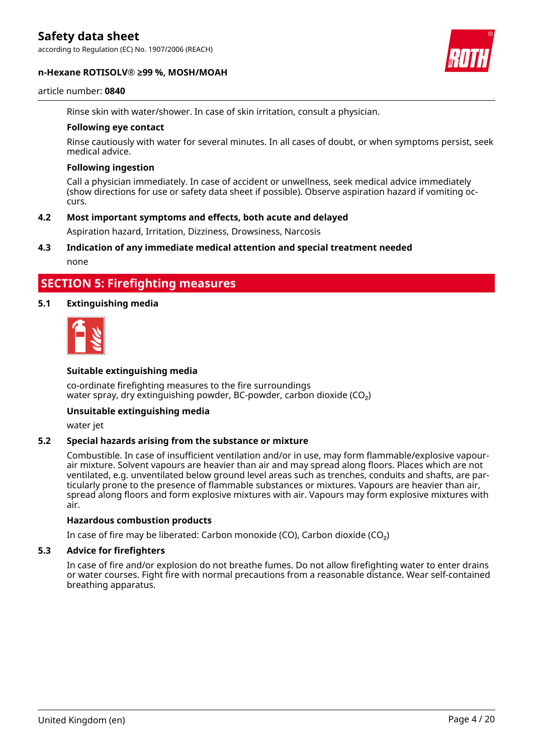Rinse skin with water/shower. In case of skin irritation, consult a physician.

**Following eye contact**

Rinse cautiously with water for several minutes. In all cases of doubt, or when symptoms persist, seek medical advice.

**Following ingestion**

Call a physician immediately. In case of accident or unwellness, seek medical advice immediately (show directions for use or safety data sheet if possible). Observe aspiration hazard if vomiting occurs.

### 4.2 Most important symptoms and effects, both acute and delayed

Aspiration hazard, Irritation, Dizziness, Drowsiness, Narcosis

### 4.3 Indication of any immediate medical attention and special treatment needed

none

## SECTION 5: Firefighting measures

### 5.1 Extinguishing media

**Suitable extinguishing media**

co-ordinate firefighting measures to the fire surroundings
water spray, dry extinguishing powder, BC-powder, carbon dioxide ($CO_2$)

**Unsuitable extinguishing media**

water jet

### 5.2 Special hazards arising from the substance or mixture

Combustible. In case of insufficient ventilation and/or in use, may form flammable/explosive vapour-air mixture. Solvent vapours are heavier than air and may spread along floors. Places which are not ventilated, e.g. unventilated below ground level areas such as trenches, conduits and shafts, are particularly prone to the presence of flammable substances or mixtures. Vapours are heavier than air, spread along floors and form explosive mixtures with air. Vapours may form explosive mixtures with air.

**Hazardous combustion products**

In case of fire may be liberated: Carbon monoxide (CO), Carbon dioxide ($CO_2$)

### 5.3 Advice for firefighters

In case of fire and/or explosion do not breathe fumes. Do not allow firefighting water to enter drains or water courses. Fight fire with normal precautions from a reasonable distance. Wear self-contained breathing apparatus.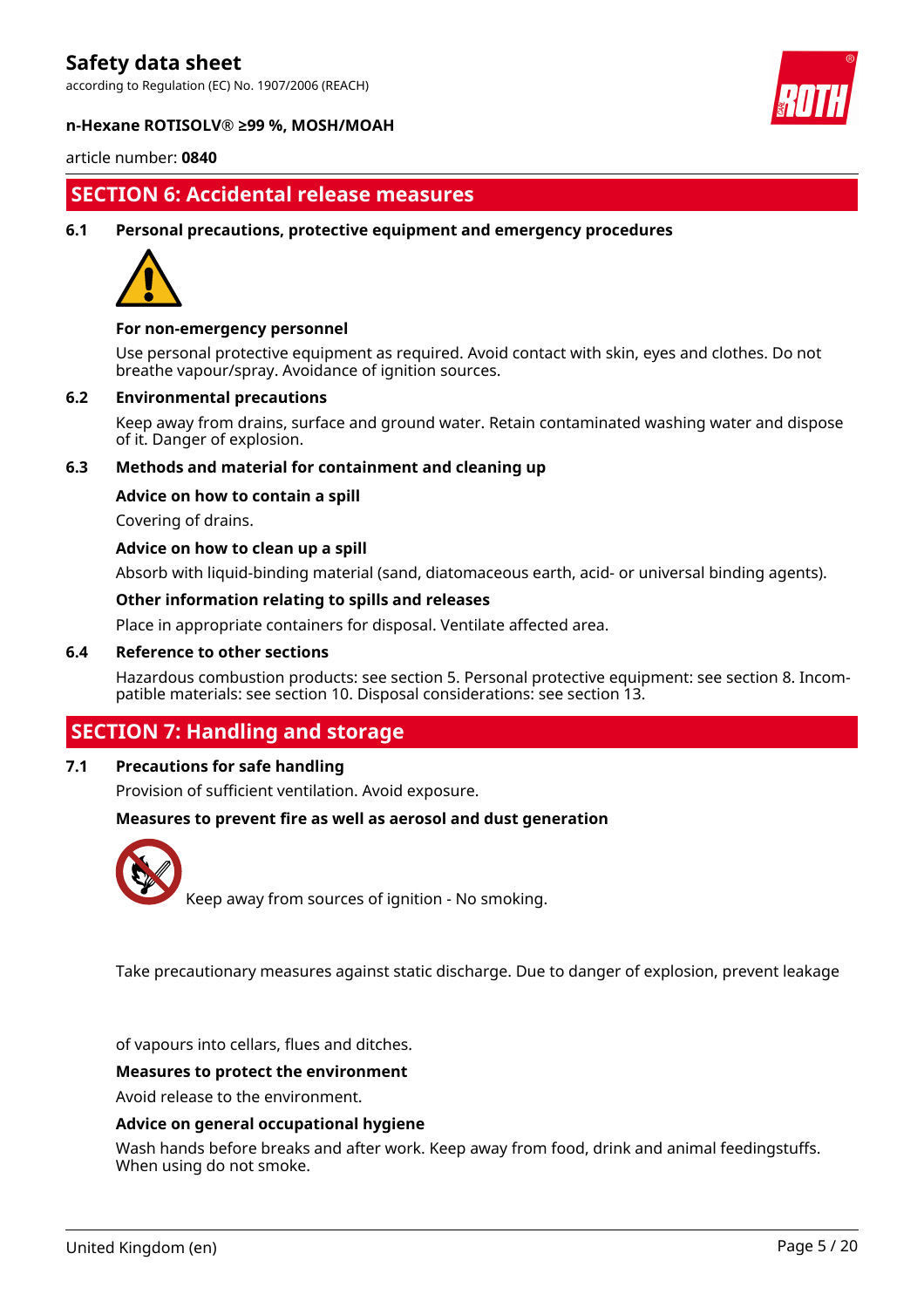## SECTION 6: Accidental release measures

### 6.1 Personal precautions, protective equipment and emergency procedures

**For non-emergency personnel**

Use personal protective equipment as required. Avoid contact with skin, eyes and clothes. Do not breathe vapour/spray. Avoidance of ignition sources.

### 6.2 Environmental precautions

Keep away from drains, surface and ground water. Retain contaminated washing water and dispose of it. Danger of explosion.

### 6.3 Methods and material for containment and cleaning up

**Advice on how to contain a spill**

Covering of drains.

**Advice on how to clean up a spill**

Absorb with liquid-binding material (sand, diatomaceous earth, acid- or universal binding agents).

**Other information relating to spills and releases**

Place in appropriate containers for disposal. Ventilate affected area.

### 6.4 Reference to other sections

Hazardous combustion products: see section 5. Personal protective equipment: see section 8. Incompatible materials: see section 10. Disposal considerations: see section 13.

## SECTION 7: Handling and storage

### 7.1 Precautions for safe handling

Provision of sufficient ventilation. Avoid exposure.

**Measures to prevent fire as well as aerosol and dust generation**

Keep away from sources of ignition - No smoking.

Take precautionary measures against static discharge. Due to danger of explosion, prevent leakage of vapours into cellars, flues and ditches.

**Measures to protect the environment**

Avoid release to the environment.

**Advice on general occupational hygiene**

Wash hands before breaks and after work. Keep away from food, drink and animal feedingstuffs. When using do not smoke.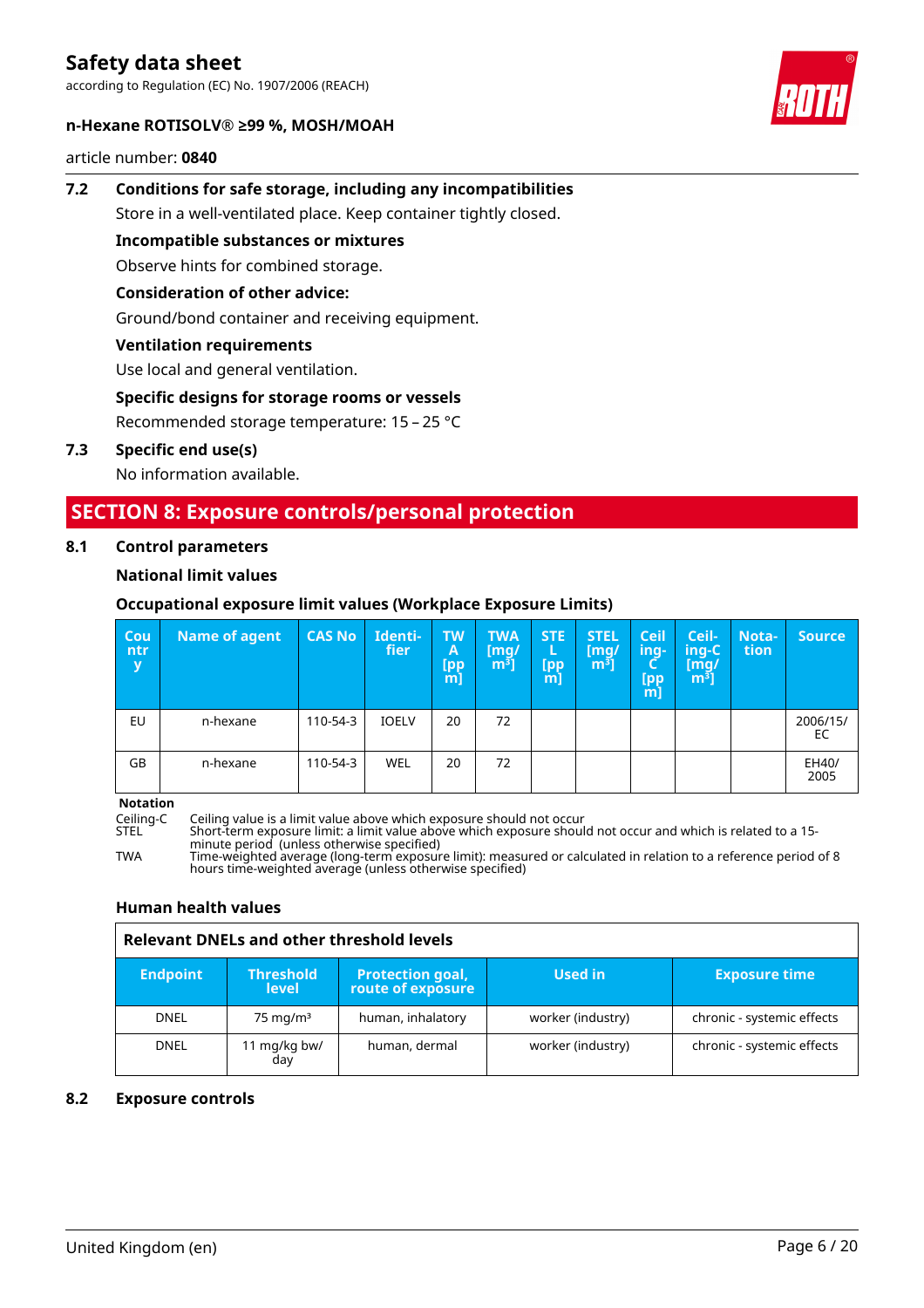**7.2 Conditions for safe storage, including any incompatibilities**

Store in a well-ventilated place. Keep container tightly closed.

**Incompatible substances or mixtures**

Observe hints for combined storage.

**Consideration of other advice:**

Ground/bond container and receiving equipment.

**Ventilation requirements**

Use local and general ventilation.

**Specific designs for storage rooms or vessels**

Recommended storage temperature: 15 – 25 °C

**7.3 Specific end use(s)**

No information available.

## SECTION 8: Exposure controls/personal protection

### 8.1 Control parameters

**National limit values**

**Occupational exposure limit values (Workplace Exposure Limits)**

| Country | Name of agent | CAS No | Identifier | TWA [ppm] | TWA [mg/m³] | STEL [ppm] | STEL [mg/m³] | Ceiling-C [ppm] | Ceiling-C [mg/m³] | Notation | Source |
|---|---|---|---|---|---|---|---|---|---|---|---|
| EU | n-hexane | 110-54-3 | IOELV | 20 | 72 | | | | | | 2006/15/EC |
| GB | n-hexane | 110-54-3 | WEL | 20 | 72 | | | | | | EH40/2005 |

**Notation**

Ceiling-C Ceiling value is a limit value above which exposure should not occur

STEL Short-term exposure limit: a limit value above which exposure should not occur and which is related to a 15-minute period (unless otherwise specified)

TWA Time-weighted average (long-term exposure limit): measured or calculated in relation to a reference period of 8 hours time-weighted average (unless otherwise specified)

**Human health values**

**Relevant DNELs and other threshold levels**

| Endpoint | Threshold level | Protection goal, route of exposure | Used in | Exposure time |
|---|---|---|---|---|
| DNEL | 75 mg/m³ | human, inhalatory | worker (industry) | chronic - systemic effects |
| DNEL | 11 mg/kg bw/day | human, dermal | worker (industry) | chronic - systemic effects |

### 8.2 Exposure controls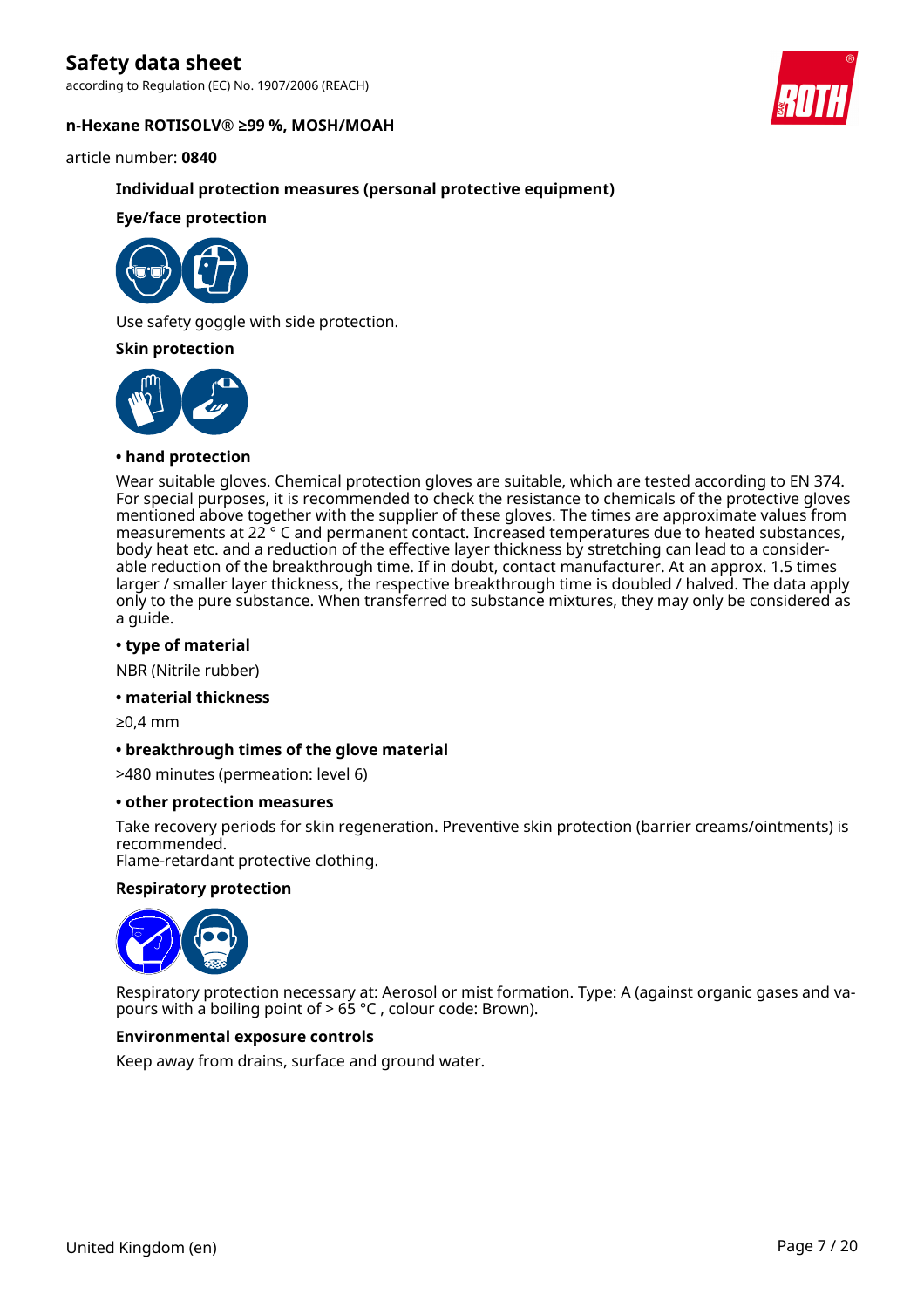### Individual protection measures (personal protective equipment)

#### Eye/face protection

Use safety goggle with side protection.

#### Skin protection

**• hand protection**

Wear suitable gloves. Chemical protection gloves are suitable, which are tested according to EN 374. For special purposes, it is recommended to check the resistance to chemicals of the protective gloves mentioned above together with the supplier of these gloves. The times are approximate values from measurements at 22 ° C and permanent contact. Increased temperatures due to heated substances, body heat etc. and a reduction of the effective layer thickness by stretching can lead to a considerable reduction of the breakthrough time. If in doubt, contact manufacturer. At an approx. 1.5 times larger / smaller layer thickness, the respective breakthrough time is doubled / halved. The data apply only to the pure substance. When transferred to substance mixtures, they may only be considered as a guide.

**• type of material**

NBR (Nitrile rubber)

**• material thickness**

≥0,4 mm

**• breakthrough times of the glove material**

>480 minutes (permeation: level 6)

**• other protection measures**

Take recovery periods for skin regeneration. Preventive skin protection (barrier creams/ointments) is recommended.
Flame-retardant protective clothing.

#### Respiratory protection

Respiratory protection necessary at: Aerosol or mist formation. Type: A (against organic gases and vapours with a boiling point of > 65 °C , colour code: Brown).

#### Environmental exposure controls

Keep away from drains, surface and ground water.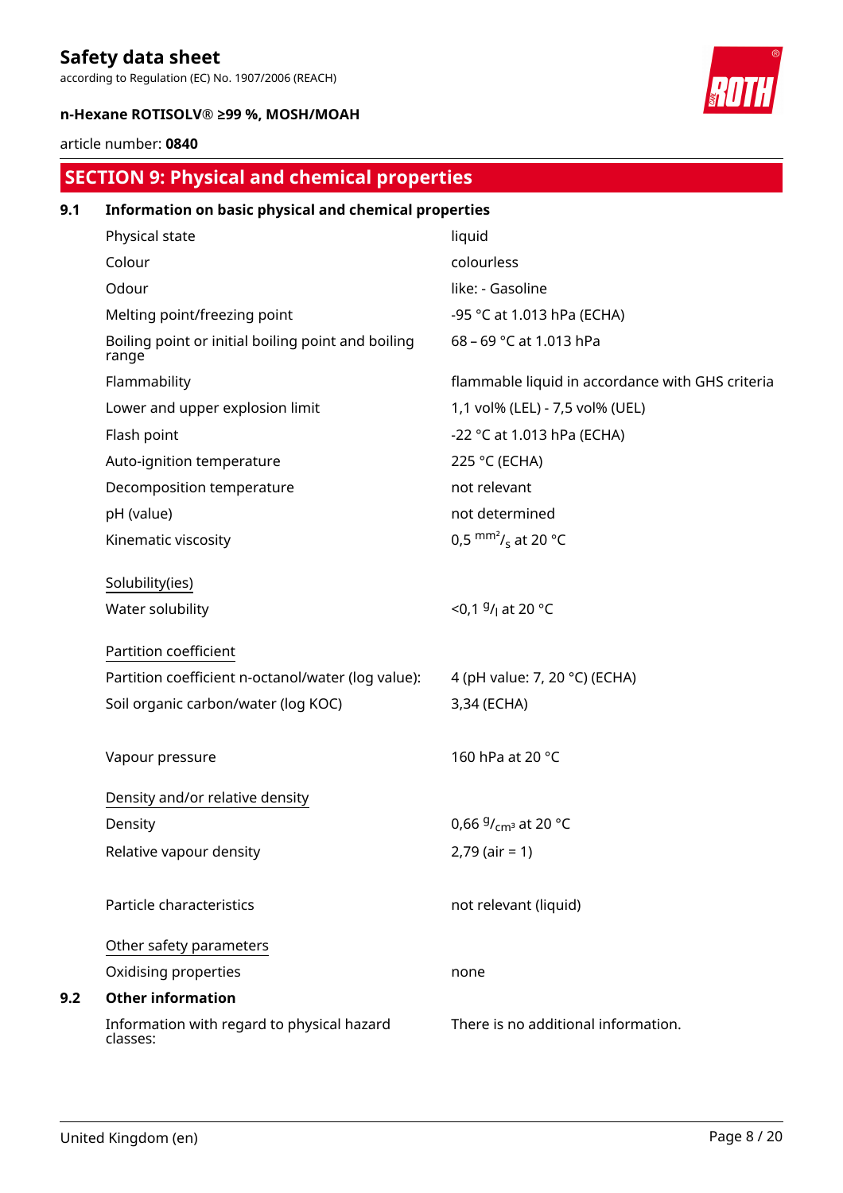## SECTION 9: Physical and chemical properties

### 9.1 Information on basic physical and chemical properties

| | |
|---|---|
| Physical state | liquid |
| Colour | colourless |
| Odour | like: - Gasoline |
| Melting point/freezing point | -95 °C at 1.013 hPa (ECHA) |
| Boiling point or initial boiling point and boiling range | 68 – 69 °C at 1.013 hPa |
| Flammability | flammable liquid in accordance with GHS criteria |
| Lower and upper explosion limit | 1,1 vol% (LEL) - 7,5 vol% (UEL) |
| Flash point | -22 °C at 1.013 hPa (ECHA) |
| Auto-ignition temperature | 225 °C (ECHA) |
| Decomposition temperature | not relevant |
| pH (value) | not determined |
| Kinematic viscosity | 0,5 $^{mm^2}/_{s}$ at 20 °C |

Solubility(ies)

| | |
|---|---|
| Water solubility | <0,1 $^{g}/_{l}$ at 20 °C |

Partition coefficient

| | |
|---|---|
| Partition coefficient n-octanol/water (log value): | 4 (pH value: 7, 20 °C) (ECHA) |
| Soil organic carbon/water (log KOC) | 3,34 (ECHA) |
| Vapour pressure | 160 hPa at 20 °C |

Density and/or relative density

| | |
|---|---|
| Density | 0,66 $^{g}/_{cm^3}$ at 20 °C |
| Relative vapour density | 2,79 (air = 1) |
| Particle characteristics | not relevant (liquid) |

Other safety parameters

| | |
|---|---|
| Oxidising properties | none |

### 9.2 Other information

| | |
|---|---|
| Information with regard to physical hazard classes: | There is no additional information. |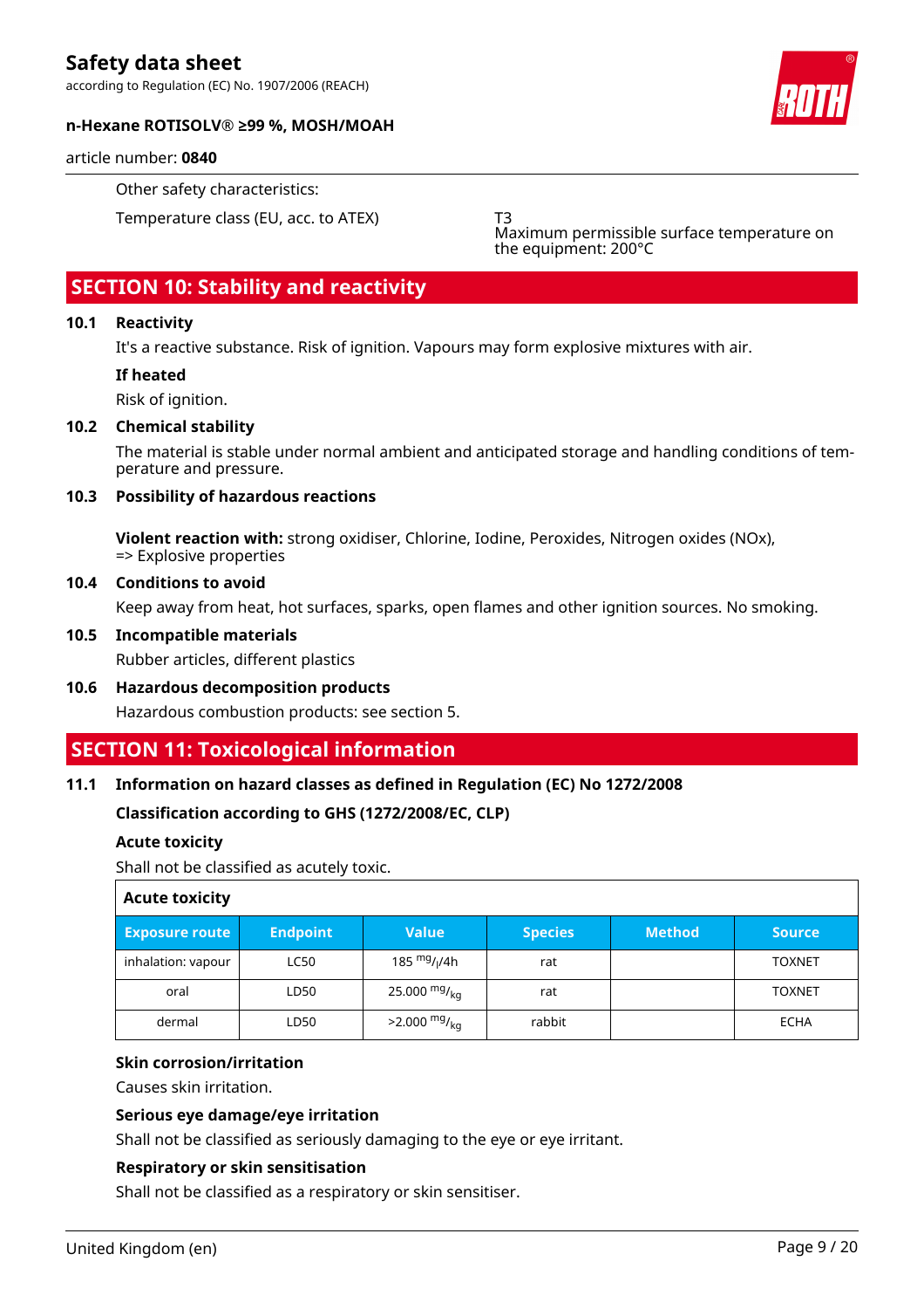Other safety characteristics:

| | |
|---|---|
| Temperature class (EU, acc. to ATEX) | T3<br>Maximum permissible surface temperature on the equipment: 200°C |

## SECTION 10: Stability and reactivity

### 10.1 Reactivity

It's a reactive substance. Risk of ignition. Vapours may form explosive mixtures with air.

**If heated**

Risk of ignition.

### 10.2 Chemical stability

The material is stable under normal ambient and anticipated storage and handling conditions of temperature and pressure.

### 10.3 Possibility of hazardous reactions

**Violent reaction with:** strong oxidiser, Chlorine, Iodine, Peroxides, Nitrogen oxides (NOx),
=> Explosive properties

### 10.4 Conditions to avoid

Keep away from heat, hot surfaces, sparks, open flames and other ignition sources. No smoking.

### 10.5 Incompatible materials

Rubber articles, different plastics

### 10.6 Hazardous decomposition products

Hazardous combustion products: see section 5.

## SECTION 11: Toxicological information

### 11.1 Information on hazard classes as defined in Regulation (EC) No 1272/2008

**Classification according to GHS (1272/2008/EC, CLP)**

**Acute toxicity**

Shall not be classified as acutely toxic.

**Acute toxicity**

| Exposure route | Endpoint | Value | Species | Method | Source |
|---|---|---|---|---|---|
| inhalation: vapour | LC50 | 185 $^{mg}/_{l}$/4h | rat | | TOXNET |
| oral | LD50 | 25.000 $^{mg}/_{kg}$ | rat | | TOXNET |
| dermal | LD50 | >2.000 $^{mg}/_{kg}$ | rabbit | | ECHA |

**Skin corrosion/irritation**

Causes skin irritation.

**Serious eye damage/eye irritation**

Shall not be classified as seriously damaging to the eye or eye irritant.

**Respiratory or skin sensitisation**

Shall not be classified as a respiratory or skin sensitiser.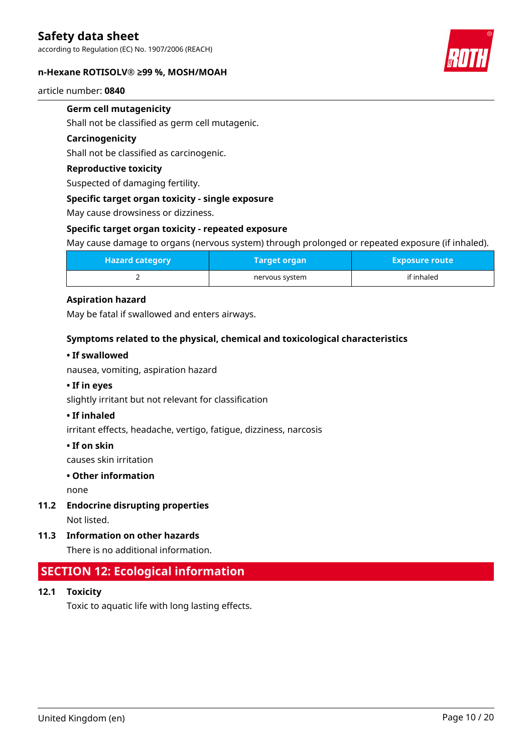**Germ cell mutagenicity**

Shall not be classified as germ cell mutagenic.

**Carcinogenicity**

Shall not be classified as carcinogenic.

**Reproductive toxicity**

Suspected of damaging fertility.

**Specific target organ toxicity - single exposure**

May cause drowsiness or dizziness.

**Specific target organ toxicity - repeated exposure**

May cause damage to organs (nervous system) through prolonged or repeated exposure (if inhaled).

| Hazard category | Target organ | Exposure route |
|---|---|---|
| 2 | nervous system | if inhaled |

**Aspiration hazard**

May be fatal if swallowed and enters airways.

**Symptoms related to the physical, chemical and toxicological characteristics**

**• If swallowed**

nausea, vomiting, aspiration hazard

**• If in eyes**

slightly irritant but not relevant for classification

**• If inhaled**

irritant effects, headache, vertigo, fatigue, dizziness, narcosis

**• If on skin**

causes skin irritation

**• Other information**

none

### 11.2 Endocrine disrupting properties

Not listed.

### 11.3 Information on other hazards

There is no additional information.

## SECTION 12: Ecological information

### 12.1 Toxicity

Toxic to aquatic life with long lasting effects.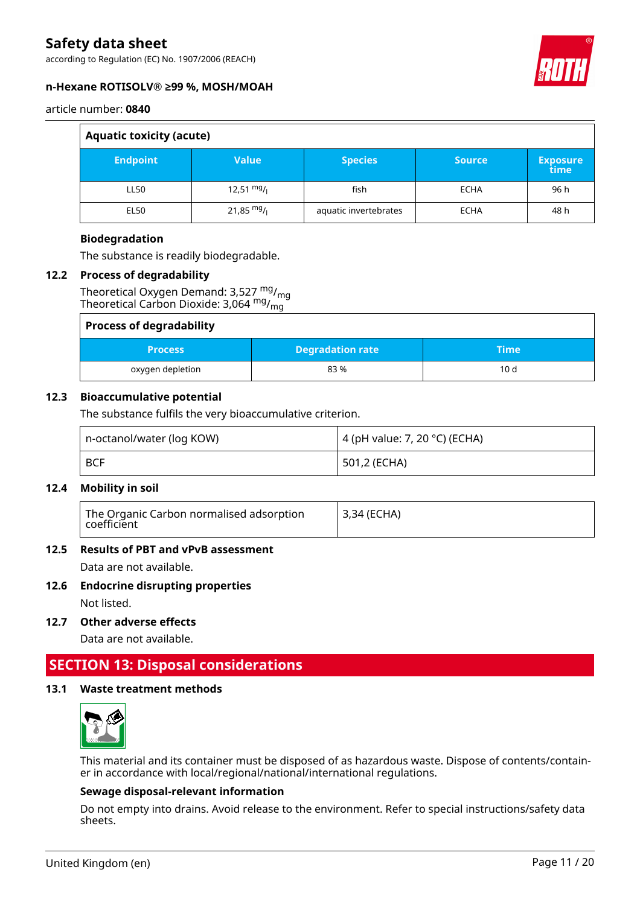| Aquatic toxicity (acute) | | | | |
|---|---|---|---|---|
| **Endpoint** | **Value** | **Species** | **Source** | **Exposure time** |
| LL50 | 12,51 $^{mg}/_{l}$ | fish | ECHA | 96 h |
| EL50 | 21,85 $^{mg}/_{l}$ | aquatic invertebrates | ECHA | 48 h |

**Biodegradation**

The substance is readily biodegradable.

### 12.2 Process of degradability

Theoretical Oxygen Demand: 3,527 $^{mg}/_{mg}$
Theoretical Carbon Dioxide: 3,064 $^{mg}/_{mg}$

| Process of degradability | | |
|---|---|---|
| **Process** | **Degradation rate** | **Time** |
| oxygen depletion | 83 % | 10 d |

### 12.3 Bioaccumulative potential

The substance fulfils the very bioaccumulative criterion.

| | |
|---|---|
| n-octanol/water (log KOW) | 4 (pH value: 7, 20 °C) (ECHA) |
| BCF | 501,2 (ECHA) |

### 12.4 Mobility in soil

| | |
|---|---|
| The Organic Carbon normalised adsorption coefficient | 3,34 (ECHA) |

### 12.5 Results of PBT and vPvB assessment

Data are not available.

### 12.6 Endocrine disrupting properties

Not listed.

### 12.7 Other adverse effects

Data are not available.

## SECTION 13: Disposal considerations

### 13.1 Waste treatment methods

This material and its container must be disposed of as hazardous waste. Dispose of contents/container in accordance with local/regional/national/international regulations.

**Sewage disposal-relevant information**

Do not empty into drains. Avoid release to the environment. Refer to special instructions/safety data sheets.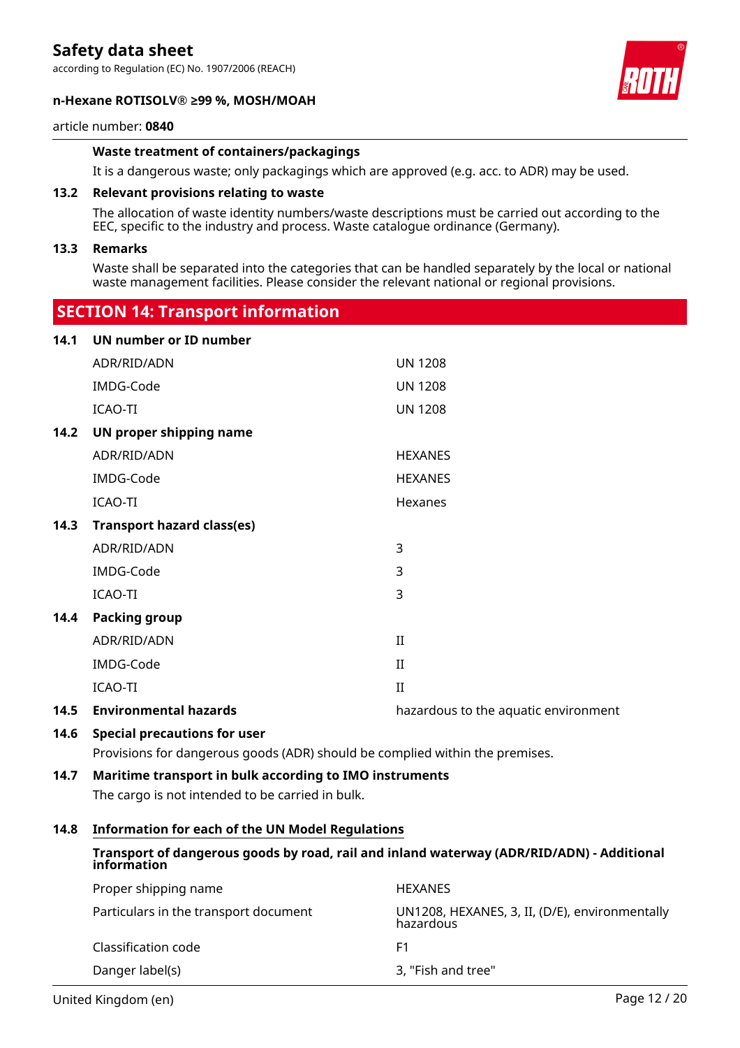**Waste treatment of containers/packagings**

It is a dangerous waste; only packagings which are approved (e.g. acc. to ADR) may be used.

**13.2 Relevant provisions relating to waste**

The allocation of waste identity numbers/waste descriptions must be carried out according to the EEC, specific to the industry and process. Waste catalogue ordinance (Germany).

**13.3 Remarks**

Waste shall be separated into the categories that can be handled separately by the local or national waste management facilities. Please consider the relevant national or regional provisions.

## SECTION 14: Transport information

**14.1 UN number or ID number**

| | |
|---|---|
| ADR/RID/ADN | UN 1208 |
| IMDG-Code | UN 1208 |
| ICAO-TI | UN 1208 |

**14.2 UN proper shipping name**

| | |
|---|---|
| ADR/RID/ADN | HEXANES |
| IMDG-Code | HEXANES |
| ICAO-TI | Hexanes |

**14.3 Transport hazard class(es)**

| | |
|---|---|
| ADR/RID/ADN | 3 |
| IMDG-Code | 3 |
| ICAO-TI | 3 |

**14.4 Packing group**

| | |
|---|---|
| ADR/RID/ADN | II |
| IMDG-Code | II |
| ICAO-TI | II |

**14.5 Environmental hazards** — hazardous to the aquatic environment

**14.6 Special precautions for user**

Provisions for dangerous goods (ADR) should be complied within the premises.

**14.7 Maritime transport in bulk according to IMO instruments**

The cargo is not intended to be carried in bulk.

**14.8 Information for each of the UN Model Regulations**

**Transport of dangerous goods by road, rail and inland waterway (ADR/RID/ADN) - Additional information**

| | |
|---|---|
| Proper shipping name | HEXANES |
| Particulars in the transport document | UN1208, HEXANES, 3, II, (D/E), environmentally hazardous |
| Classification code | F1 |
| Danger label(s) | 3, "Fish and tree" |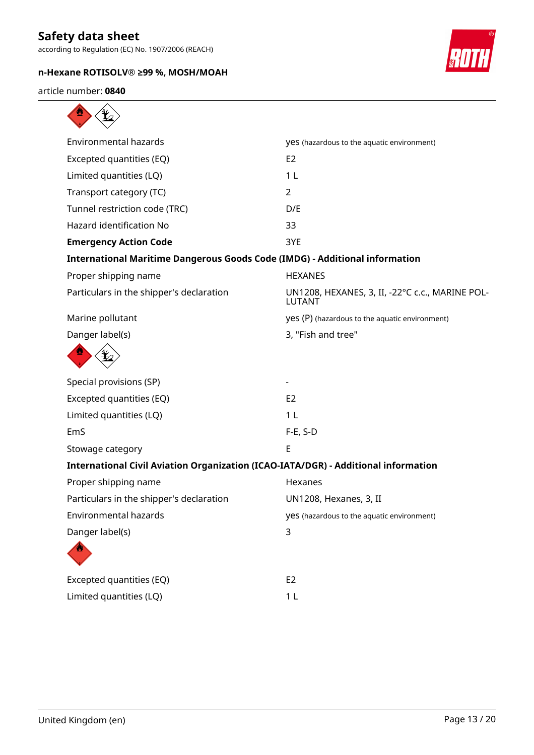| | |
|---|---|
| Environmental hazards | yes (hazardous to the aquatic environment) |
| Excepted quantities (EQ) | E2 |
| Limited quantities (LQ) | 1 L |
| Transport category (TC) | 2 |
| Tunnel restriction code (TRC) | D/E |
| Hazard identification No | 33 |
| **Emergency Action Code** | 3YE |

**International Maritime Dangerous Goods Code (IMDG) - Additional information**

| | |
|---|---|
| Proper shipping name | HEXANES |
| Particulars in the shipper's declaration | UN1208, HEXANES, 3, II, -22°C c.c., MARINE POLLUTANT |
| Marine pollutant | yes (P) (hazardous to the aquatic environment) |
| Danger label(s) | 3, "Fish and tree" |
| Special provisions (SP) | - |
| Excepted quantities (EQ) | E2 |
| Limited quantities (LQ) | 1 L |
| EmS | F-E, S-D |
| Stowage category | E |

**International Civil Aviation Organization (ICAO-IATA/DGR) - Additional information**

| | |
|---|---|
| Proper shipping name | Hexanes |
| Particulars in the shipper's declaration | UN1208, Hexanes, 3, II |
| Environmental hazards | yes (hazardous to the aquatic environment) |
| Danger label(s) | 3 |
| Excepted quantities (EQ) | E2 |
| Limited quantities (LQ) | 1 L |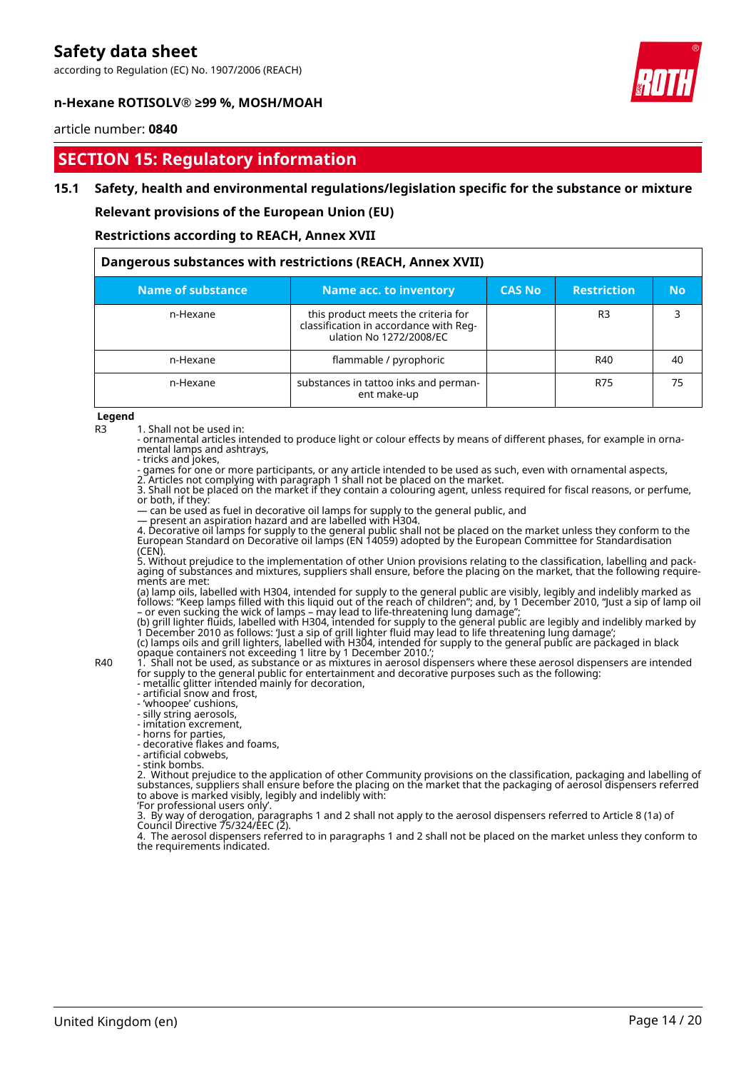## SECTION 15: Regulatory information

### 15.1 Safety, health and environmental regulations/legislation specific for the substance or mixture

**Relevant provisions of the European Union (EU)**

**Restrictions according to REACH, Annex XVII**

**Dangerous substances with restrictions (REACH, Annex XVII)**

| Name of substance | Name acc. to inventory | CAS No | Restriction | No |
|---|---|---|---|---|
| n-Hexane | this product meets the criteria for classification in accordance with Regulation No 1272/2008/EC | | R3 | 3 |
| n-Hexane | flammable / pyrophoric | | R40 | 40 |
| n-Hexane | substances in tattoo inks and permanent make-up | | R75 | 75 |

**Legend**

R3 1. Shall not be used in:
- ornamental articles intended to produce light or colour effects by means of different phases, for example in ornamental lamps and ashtrays,
- tricks and jokes,
- games for one or more participants, or any article intended to be used as such, even with ornamental aspects,

2. Articles not complying with paragraph 1 shall not be placed on the market.
3. Shall not be placed on the market if they contain a colouring agent, unless required for fiscal reasons, or perfume, or both, if they:
— can be used as fuel in decorative oil lamps for supply to the general public, and
— present an aspiration hazard and are labelled with H304.
4. Decorative oil lamps for supply to the general public shall not be placed on the market unless they conform to the European Standard on Decorative oil lamps (EN 14059) adopted by the European Committee for Standardisation (CEN).
5. Without prejudice to the implementation of other Union provisions relating to the classification, labelling and packaging of substances and mixtures, suppliers shall ensure, before the placing on the market, that the following requirements are met:
(a) lamp oils, labelled with H304, intended for supply to the general public are visibly, legibly and indelibly marked as follows: "Keep lamps filled with this liquid out of the reach of children"; and, by 1 December 2010, "Just a sip of lamp oil – or even sucking the wick of lamps – may lead to life-threatening lung damage";
(b) grill lighter fluids, labelled with H304, intended for supply to the general public are legibly and indelibly marked by 1 December 2010 as follows: 'Just a sip of grill lighter fluid may lead to life threatening lung damage';
(c) lamps oils and grill lighters, labelled with H304, intended for supply to the general public are packaged in black opaque containers not exceeding 1 litre by 1 December 2010.';

R40 1. Shall not be used, as substance or as mixtures in aerosol dispensers where these aerosol dispensers are intended for supply to the general public for entertainment and decorative purposes such as the following:
- metallic glitter intended mainly for decoration,
- artificial snow and frost,
- 'whoopee' cushions,
- silly string aerosols,
- imitation excrement,
- horns for parties,
- decorative flakes and foams,
- artificial cobwebs,
- stink bombs.

2. Without prejudice to the application of other Community provisions on the classification, packaging and labelling of substances, suppliers shall ensure before the placing on the market that the packaging of aerosol dispensers referred to above is marked visibly, legibly and indelibly with:
'For professional users only'.
3. By way of derogation, paragraphs 1 and 2 shall not apply to the aerosol dispensers referred to Article 8 (1a) of Council Directive 75/324/EEC (2).
4. The aerosol dispensers referred to in paragraphs 1 and 2 shall not be placed on the market unless they conform to the requirements indicated.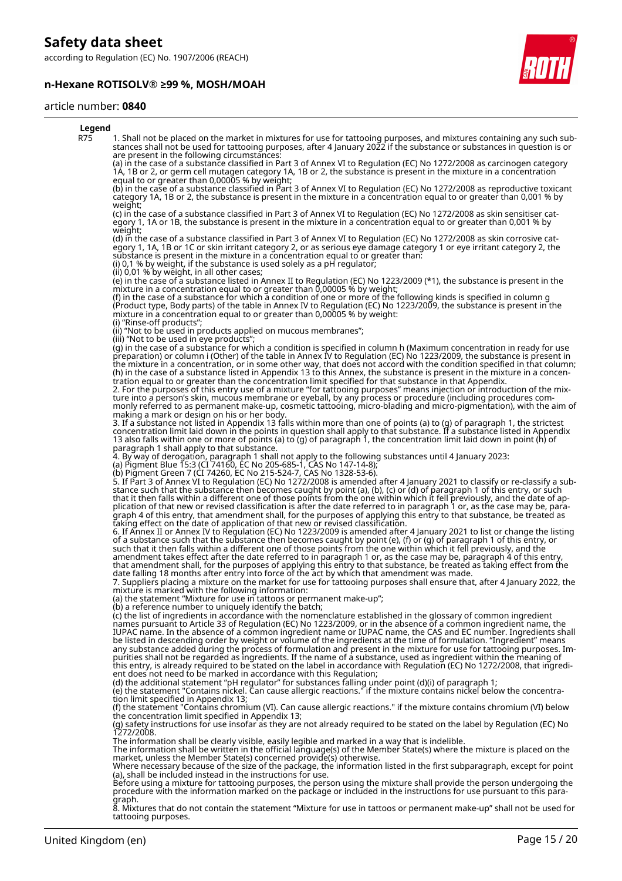**Legend**

R75 1. Shall not be placed on the market in mixtures for use for tattooing purposes, and mixtures containing any such substances shall not be used for tattooing purposes, after 4 January 2022 if the substance or substances in question is or are present in the following circumstances:
(a) in the case of a substance classified in Part 3 of Annex VI to Regulation (EC) No 1272/2008 as carcinogen category 1A, 1B or 2, or germ cell mutagen category 1A, 1B or 2, the substance is present in the mixture in a concentration equal to or greater than 0,00005 % by weight;
(b) in the case of a substance classified in Part 3 of Annex VI to Regulation (EC) No 1272/2008 as reproductive toxicant category 1A, 1B or 2, the substance is present in the mixture in a concentration equal to or greater than 0,001 % by weight;
(c) in the case of a substance classified in Part 3 of Annex VI to Regulation (EC) No 1272/2008 as skin sensitiser category 1, 1A or 1B, the substance is present in the mixture in a concentration equal to or greater than 0,001 % by weight;
(d) in the case of a substance classified in Part 3 of Annex VI to Regulation (EC) No 1272/2008 as skin corrosive category 1, 1A, 1B or 1C or skin irritant category 2, or as serious eye damage category 1 or eye irritant category 2, the substance is present in the mixture in a concentration equal to or greater than:
(i) 0,1 % by weight, if the substance is used solely as a pH regulator;
(ii) 0,01 % by weight, in all other cases;
(e) in the case of a substance listed in Annex II to Regulation (EC) No 1223/2009 (*1), the substance is present in the mixture in a concentration equal to or greater than 0,00005 % by weight;
(f) in the case of a substance for which a condition of one or more of the following kinds is specified in column g (Product type, Body parts) of the table in Annex IV to Regulation (EC) No 1223/2009, the substance is present in the mixture in a concentration equal to or greater than 0,00005 % by weight:
(i) "Rinse-off products";
(ii) "Not to be used in products applied on mucous membranes";
(iii) "Not to be used in eye products";
(g) in the case of a substance for which a condition is specified in column h (Maximum concentration in ready for use preparation) or column i (Other) of the table in Annex IV to Regulation (EC) No 1223/2009, the substance is present in the mixture in a concentration, or in some other way, that does not accord with the condition specified in that column;
(h) in the case of a substance listed in Appendix 13 to this Annex, the substance is present in the mixture in a concentration equal to or greater than the concentration limit specified for that substance in that Appendix.
2. For the purposes of this entry use of a mixture "for tattooing purposes" means injection or introduction of the mixture into a person's skin, mucous membrane or eyeball, by any process or procedure (including procedures commonly referred to as permanent make-up, cosmetic tattooing, micro-blading and micro-pigmentation), with the aim of making a mark or design on his or her body.
3. If a substance not listed in Appendix 13 falls within more than one of points (a) to (g) of paragraph 1, the strictest concentration limit laid down in the points in question shall apply to that substance. If a substance listed in Appendix 13 also falls within one or more of points (a) to (g) of paragraph 1, the concentration limit laid down in point (h) of paragraph 1 shall apply to that substance.
4. By way of derogation, paragraph 1 shall not apply to the following substances until 4 January 2023:
(a) Pigment Blue 15:3 (CI 74160, EC No 205-685-1, CAS No 147-14-8);
(b) Pigment Green 7 (CI 74260, EC No 215-524-7, CAS No 1328-53-6).
5. If Part 3 of Annex VI to Regulation (EC) No 1272/2008 is amended after 4 January 2021 to classify or re-classify a substance such that the substance then becomes caught by point (a), (b), (c) or (d) of paragraph 1 of this entry, or such that it then falls within a different one of those points from the one within which it fell previously, and the date of application of that new or revised classification is after the date referred to in paragraph 1 or, as the case may be, paragraph 4 of this entry, that amendment shall, for the purposes of applying this entry to that substance, be treated as taking effect on the date of application of that new or revised classification.
6. If Annex II or Annex IV to Regulation (EC) No 1223/2009 is amended after 4 January 2021 to list or change the listing of a substance such that the substance then becomes caught by point (e), (f) or (g) of paragraph 1 of this entry, or such that it then falls within a different one of those points from the one within which it fell previously, and the amendment takes effect after the date referred to in paragraph 1 or, as the case may be, paragraph 4 of this entry, that amendment shall, for the purposes of applying this entry to that substance, be treated as taking effect from the date falling 18 months after entry into force of the act by which that amendment was made.
7. Suppliers placing a mixture on the market for use for tattooing purposes shall ensure that, after 4 January 2022, the mixture is marked with the following information:
(a) the statement "Mixture for use in tattoos or permanent make-up";
(b) a reference number to uniquely identify the batch;
(c) the list of ingredients in accordance with the nomenclature established in the glossary of common ingredient names pursuant to Article 33 of Regulation (EC) No 1223/2009, or in the absence of a common ingredient name, the IUPAC name. In the absence of a common ingredient name or IUPAC name, the CAS and EC number. Ingredients shall be listed in descending order by weight or volume of the ingredients at the time of formulation. "Ingredient" means any substance added during the process of formulation and present in the mixture for use for tattooing purposes. Impurities shall not be regarded as ingredients. If the name of a substance, used as ingredient within the meaning of this entry, is already required to be stated on the label in accordance with Regulation (EC) No 1272/2008, that ingredient does not need to be marked in accordance with this Regulation;
(d) the additional statement "pH regulator" for substances falling under point (d)(i) of paragraph 1;
(e) the statement "Contains nickel. Can cause allergic reactions." if the mixture contains nickel below the concentration limit specified in Appendix 13;
(f) the statement "Contains chromium (VI). Can cause allergic reactions." if the mixture contains chromium (VI) below the concentration limit specified in Appendix 13;
(g) safety instructions for use insofar as they are not already required to be stated on the label by Regulation (EC) No 1272/2008.
The information shall be clearly visible, easily legible and marked in a way that is indelible.
The information shall be written in the official language(s) of the Member State(s) where the mixture is placed on the market, unless the Member State(s) concerned provide(s) otherwise.
Where necessary because of the size of the package, the information listed in the first subparagraph, except for point (a), shall be included instead in the instructions for use.
Before using a mixture for tattooing purposes, the person using the mixture shall provide the person undergoing the procedure with the information marked on the package or included in the instructions for use pursuant to this paragraph.
8. Mixtures that do not contain the statement "Mixture for use in tattoos or permanent make-up" shall not be used for tattooing purposes.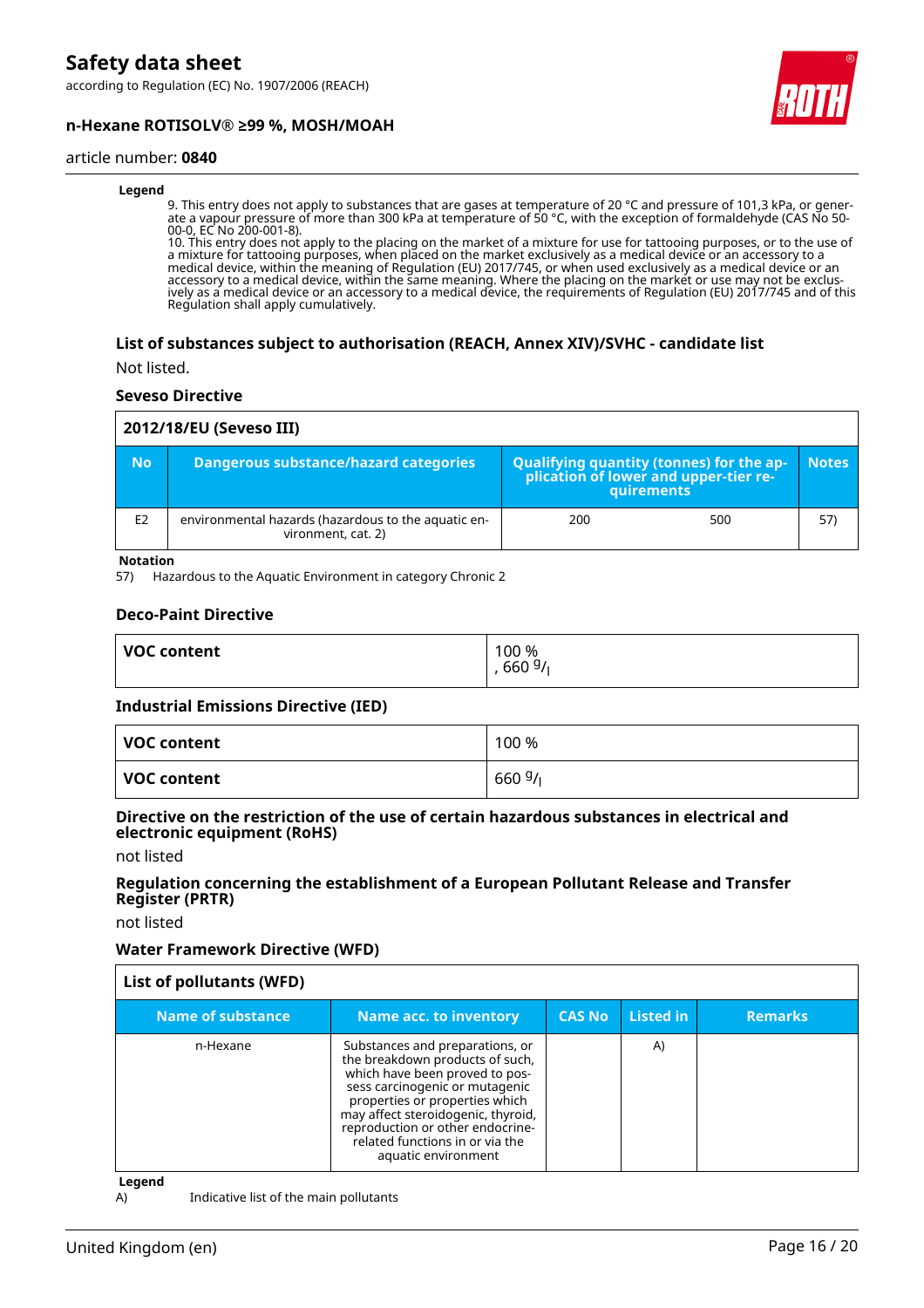**Legend**

9. This entry does not apply to substances that are gases at temperature of 20 °C and pressure of 101,3 kPa, or generate a vapour pressure of more than 300 kPa at temperature of 50 °C, with the exception of formaldehyde (CAS No 50-00-0, EC No 200-001-8).
10. This entry does not apply to the placing on the market of a mixture for use for tattooing purposes, or to the use of a mixture for tattooing purposes, when placed on the market exclusively as a medical device or an accessory to a medical device, within the meaning of Regulation (EU) 2017/745, or when used exclusively as a medical device or an accessory to a medical device, within the same meaning. Where the placing on the market or use may not be exclusively as a medical device or an accessory to a medical device, the requirements of Regulation (EU) 2017/745 and of this Regulation shall apply cumulatively.

### List of substances subject to authorisation (REACH, Annex XIV)/SVHC - candidate list

Not listed.

### Seveso Directive

**2012/18/EU (Seveso III)**

| No | Dangerous substance/hazard categories | Qualifying quantity (tonnes) for the application of lower and upper-tier requirements | | Notes |
|---|---|---|---|---|
| E2 | environmental hazards (hazardous to the aquatic environment, cat. 2) | 200 | 500 | 57) |

**Notation**

57) Hazardous to the Aquatic Environment in category Chronic 2

### Deco-Paint Directive

| VOC content | 100 %<br>, 660 $^{g}/_{l}$ |
|---|---|

### Industrial Emissions Directive (IED)

| VOC content | 100 % |
|---|---|
| **VOC content** | 660 $^{g}/_{l}$ |

### Directive on the restriction of the use of certain hazardous substances in electrical and electronic equipment (RoHS)

not listed

### Regulation concerning the establishment of a European Pollutant Release and Transfer Register (PRTR)

not listed

### Water Framework Directive (WFD)

**List of pollutants (WFD)**

| Name of substance | Name acc. to inventory | CAS No | Listed in | Remarks |
|---|---|---|---|---|
| n-Hexane | Substances and preparations, or the breakdown products of such, which have been proved to possess carcinogenic or mutagenic properties or properties which may affect steroidogenic, thyroid, reproduction or other endocrine-related functions in or via the aquatic environment | | A) | |

**Legend**

A) Indicative list of the main pollutants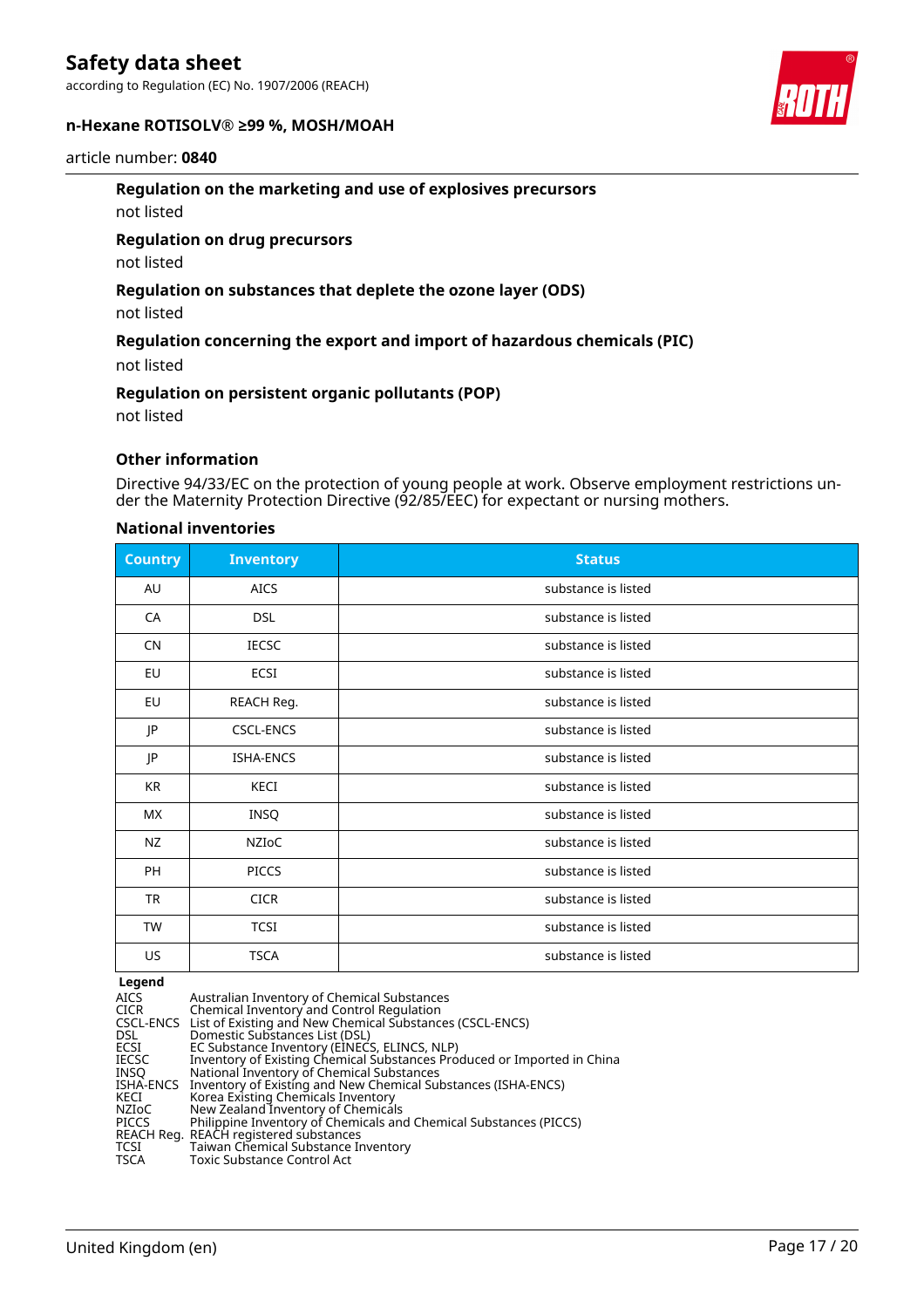**Regulation on the marketing and use of explosives precursors**

not listed

**Regulation on drug precursors**

not listed

**Regulation on substances that deplete the ozone layer (ODS)**

not listed

**Regulation concerning the export and import of hazardous chemicals (PIC)**

not listed

**Regulation on persistent organic pollutants (POP)**

not listed

**Other information**

Directive 94/33/EC on the protection of young people at work. Observe employment restrictions under the Maternity Protection Directive (92/85/EEC) for expectant or nursing mothers.

**National inventories**

| Country | Inventory | Status |
|---|---|---|
| AU | AICS | substance is listed |
| CA | DSL | substance is listed |
| CN | IECSC | substance is listed |
| EU | ECSI | substance is listed |
| EU | REACH Reg. | substance is listed |
| JP | CSCL-ENCS | substance is listed |
| JP | ISHA-ENCS | substance is listed |
| KR | KECI | substance is listed |
| MX | INSQ | substance is listed |
| NZ | NZIoC | substance is listed |
| PH | PICCS | substance is listed |
| TR | CICR | substance is listed |
| TW | TCSI | substance is listed |
| US | TSCA | substance is listed |

**Legend**

AICS Australian Inventory of Chemical Substances
CICR Chemical Inventory and Control Regulation
CSCL-ENCS List of Existing and New Chemical Substances (CSCL-ENCS)
DSL Domestic Substances List (DSL)
ECSI EC Substance Inventory (EINECS, ELINCS, NLP)
IECSC Inventory of Existing Chemical Substances Produced or Imported in China
INSQ National Inventory of Chemical Substances
ISHA-ENCS Inventory of Existing and New Chemical Substances (ISHA-ENCS)
KECI Korea Existing Chemicals Inventory
NZIoC New Zealand Inventory of Chemicals
PICCS Philippine Inventory of Chemicals and Chemical Substances (PICCS)
REACH Reg. REACH registered substances
TCSI Taiwan Chemical Substance Inventory
TSCA Toxic Substance Control Act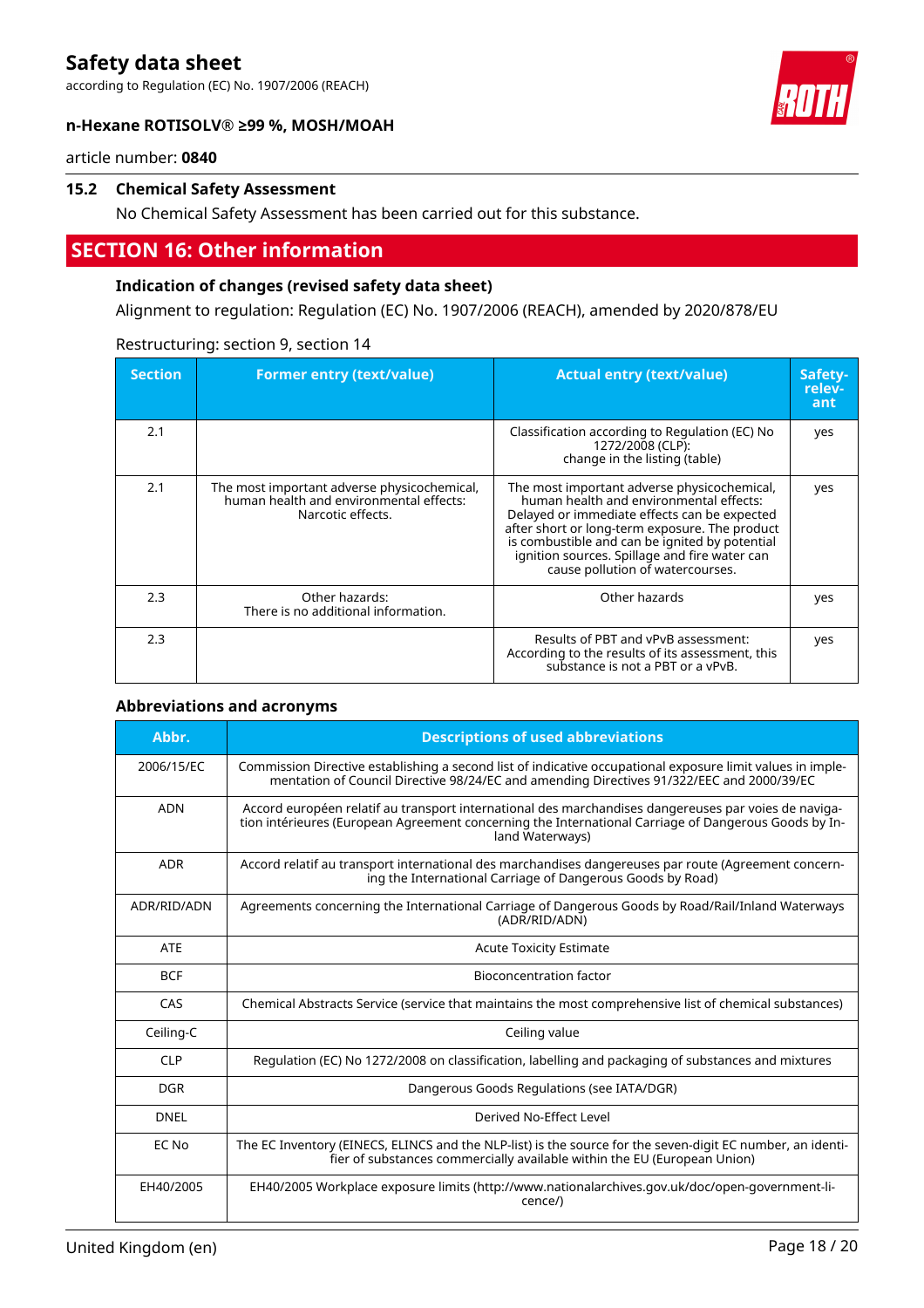### 15.2 Chemical Safety Assessment

No Chemical Safety Assessment has been carried out for this substance.

## SECTION 16: Other information

### Indication of changes (revised safety data sheet)

Alignment to regulation: Regulation (EC) No. 1907/2006 (REACH), amended by 2020/878/EU

Restructuring: section 9, section 14

| Section | Former entry (text/value) | Actual entry (text/value) | Safety-relevant |
|---|---|---|---|
| 2.1 | | Classification according to Regulation (EC) No 1272/2008 (CLP): change in the listing (table) | yes |
| 2.1 | The most important adverse physicochemical, human health and environmental effects: Narcotic effects. | The most important adverse physicochemical, human health and environmental effects: Delayed or immediate effects can be expected after short or long-term exposure. The product is combustible and can be ignited by potential ignition sources. Spillage and fire water can cause pollution of watercourses. | yes |
| 2.3 | Other hazards: There is no additional information. | Other hazards | yes |
| 2.3 | | Results of PBT and vPvB assessment: According to the results of its assessment, this substance is not a PBT or a vPvB. | yes |

### Abbreviations and acronyms

| Abbr. | Descriptions of used abbreviations |
|---|---|
| 2006/15/EC | Commission Directive establishing a second list of indicative occupational exposure limit values in implementation of Council Directive 98/24/EC and amending Directives 91/322/EEC and 2000/39/EC |
| ADN | Accord européen relatif au transport international des marchandises dangereuses par voies de navigation intérieures (European Agreement concerning the International Carriage of Dangerous Goods by Inland Waterways) |
| ADR | Accord relatif au transport international des marchandises dangereuses par route (Agreement concerning the International Carriage of Dangerous Goods by Road) |
| ADR/RID/ADN | Agreements concerning the International Carriage of Dangerous Goods by Road/Rail/Inland Waterways (ADR/RID/ADN) |
| ATE | Acute Toxicity Estimate |
| BCF | Bioconcentration factor |
| CAS | Chemical Abstracts Service (service that maintains the most comprehensive list of chemical substances) |
| Ceiling-C | Ceiling value |
| CLP | Regulation (EC) No 1272/2008 on classification, labelling and packaging of substances and mixtures |
| DGR | Dangerous Goods Regulations (see IATA/DGR) |
| DNEL | Derived No-Effect Level |
| EC No | The EC Inventory (EINECS, ELINCS and the NLP-list) is the source for the seven-digit EC number, an identifier of substances commercially available within the EU (European Union) |
| EH40/2005 | EH40/2005 Workplace exposure limits (http://www.nationalarchives.gov.uk/doc/open-government-licence/) |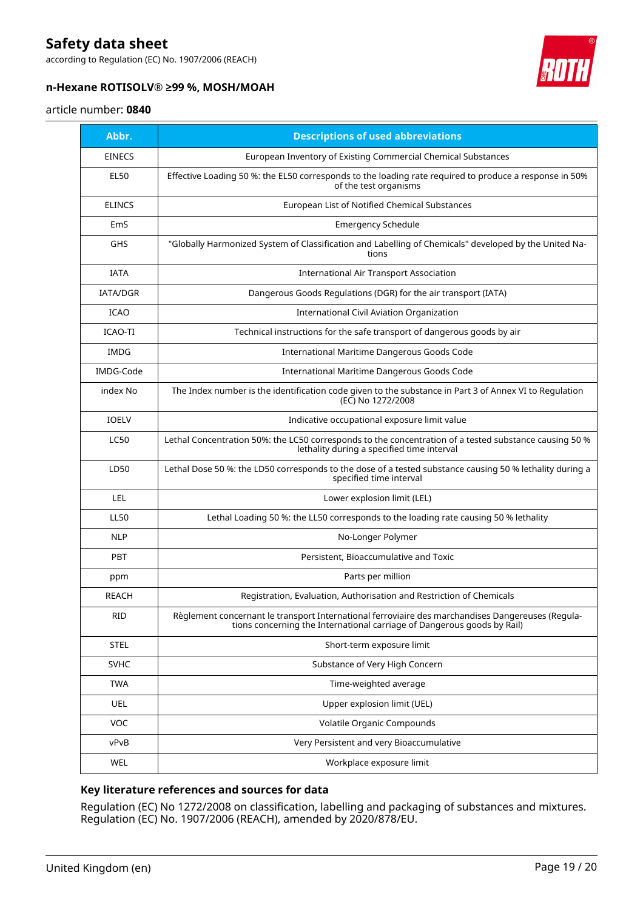| Abbr. | Descriptions of used abbreviations |
| --- | --- |
| EINECS | European Inventory of Existing Commercial Chemical Substances |
| EL50 | Effective Loading 50 %: the EL50 corresponds to the loading rate required to produce a response in 50% of the test organisms |
| ELINCS | European List of Notified Chemical Substances |
| EmS | Emergency Schedule |
| GHS | "Globally Harmonized System of Classification and Labelling of Chemicals" developed by the United Nations |
| IATA | International Air Transport Association |
| IATA/DGR | Dangerous Goods Regulations (DGR) for the air transport (IATA) |
| ICAO | International Civil Aviation Organization |
| ICAO-TI | Technical instructions for the safe transport of dangerous goods by air |
| IMDG | International Maritime Dangerous Goods Code |
| IMDG-Code | International Maritime Dangerous Goods Code |
| index No | The Index number is the identification code given to the substance in Part 3 of Annex VI to Regulation (EC) No 1272/2008 |
| IOELV | Indicative occupational exposure limit value |
| LC50 | Lethal Concentration 50%: the LC50 corresponds to the concentration of a tested substance causing 50 % lethality during a specified time interval |
| LD50 | Lethal Dose 50 %: the LD50 corresponds to the dose of a tested substance causing 50 % lethality during a specified time interval |
| LEL | Lower explosion limit (LEL) |
| LL50 | Lethal Loading 50 %: the LL50 corresponds to the loading rate causing 50 % lethality |
| NLP | No-Longer Polymer |
| PBT | Persistent, Bioaccumulative and Toxic |
| ppm | Parts per million |
| REACH | Registration, Evaluation, Authorisation and Restriction of Chemicals |
| RID | Règlement concernant le transport International ferroviaire des marchandises Dangereuses (Regulations concerning the International carriage of Dangerous goods by Rail) |
| STEL | Short-term exposure limit |
| SVHC | Substance of Very High Concern |
| TWA | Time-weighted average |
| UEL | Upper explosion limit (UEL) |
| VOC | Volatile Organic Compounds |
| vPvB | Very Persistent and very Bioaccumulative |
| WEL | Workplace exposure limit |

### Key literature references and sources for data

Regulation (EC) No 1272/2008 on classification, labelling and packaging of substances and mixtures. Regulation (EC) No. 1907/2006 (REACH), amended by 2020/878/EU.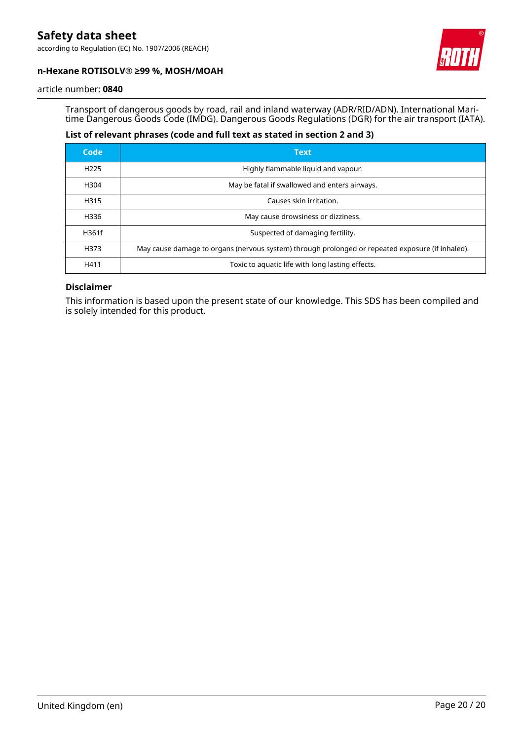Transport of dangerous goods by road, rail and inland waterway (ADR/RID/ADN). International Maritime Dangerous Goods Code (IMDG). Dangerous Goods Regulations (DGR) for the air transport (IATA).

### List of relevant phrases (code and full text as stated in section 2 and 3)

| Code | Text |
|---|---|
| H225 | Highly flammable liquid and vapour. |
| H304 | May be fatal if swallowed and enters airways. |
| H315 | Causes skin irritation. |
| H336 | May cause drowsiness or dizziness. |
| H361f | Suspected of damaging fertility. |
| H373 | May cause damage to organs (nervous system) through prolonged or repeated exposure (if inhaled). |
| H411 | Toxic to aquatic life with long lasting effects. |

### Disclaimer

This information is based upon the present state of our knowledge. This SDS has been compiled and is solely intended for this product.